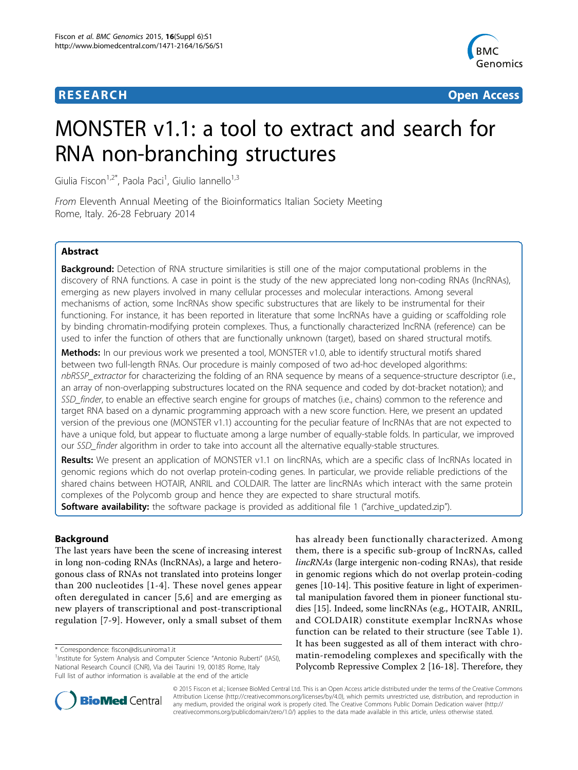**RESEARCH** **Open Access**

# MONSTER v1.1: a tool to extract and search for RNA non-branching structures

Giulia Fiscon[1,2*], Paola Paci[1], Giulio Iannello[1,3]

*From* Eleventh Annual Meeting of the Bioinformatics Italian Society Meeting
Rome, Italy. 26-28 February 2014

## Abstract

**Background:** Detection of RNA structure similarities is still one of the major computational problems in the discovery of RNA functions. A case in point is the study of the new appreciated long non-coding RNAs (lncRNAs), emerging as new players involved in many cellular processes and molecular interactions. Among several mechanisms of action, some lncRNAs show specific substructures that are likely to be instrumental for their functioning. For instance, it has been reported in literature that some lncRNAs have a guiding or scaffolding role by binding chromatin-modifying protein complexes. Thus, a functionally characterized lncRNA (reference) can be used to infer the function of others that are functionally unknown (target), based on shared structural motifs.

**Methods:** In our previous work we presented a tool, MONSTER v1.0, able to identify structural motifs shared between two full-length RNAs. Our procedure is mainly composed of two ad-hoc developed algorithms: *nbRSSP_extractor* for characterizing the folding of an RNA sequence by means of a sequence-structure descriptor (i.e., an array of non-overlapping substructures located on the RNA sequence and coded by dot-bracket notation); and *SSD_finder*, to enable an effective search engine for groups of matches (i.e., chains) common to the reference and target RNA based on a dynamic programming approach with a new score function. Here, we present an updated version of the previous one (MONSTER v1.1) accounting for the peculiar feature of lncRNAs that are not expected to have a unique fold, but appear to fluctuate among a large number of equally-stable folds. In particular, we improved our *SSD_finder* algorithm in order to take into account all the alternative equally-stable structures.

**Results:** We present an application of MONSTER v1.1 on lincRNAs, which are a specific class of lncRNAs located in genomic regions which do not overlap protein-coding genes. In particular, we provide reliable predictions of the shared chains between HOTAIR, ANRIL and COLDAIR. The latter are lincRNAs which interact with the same protein complexes of the Polycomb group and hence they are expected to share structural motifs.

**Software availability:** the software package is provided as additional file 1 ("archive_updated.zip").

## Background

The last years have been the scene of increasing interest in long non-coding RNAs (lncRNAs), a large and heterogonous class of RNAs not translated into proteins longer than 200 nucleotides [1-4]. These novel genes appear often deregulated in cancer [5,6] and are emerging as new players of transcriptional and post-transcriptional regulation [7-9]. However, only a small subset of them has already been functionally characterized. Among them, there is a specific sub-group of lncRNAs, called *lincRNAs* (large intergenic non-coding RNAs), that reside in genomic regions which do not overlap protein-coding genes [10-14]. This positive feature in light of experimental manipulation favored them in pioneer functional studies [15]. Indeed, some lincRNAs (e.g., HOTAIR, ANRIL, and COLDAIR) constitute exemplar lncRNAs whose function can be related to their structure (see Table 1). It has been suggested as all of them interact with chromatin-remodeling complexes and specifically with the Polycomb Repressive Complex 2 [16-18]. Therefore, they

\* Correspondence: fiscon@dis.uniroma1.it
[1]Institute for System Analysis and Computer Science "Antonio Ruberti" (IASI), National Research Council (CNR), Via dei Taurini 19, 00185 Rome, Italy
Full list of author information is available at the end of the article

© 2015 Fiscon et al.; licensee BioMed Central Ltd. This is an Open Access article distributed under the terms of the Creative Commons Attribution License (http://creativecommons.org/licenses/by/4.0), which permits unrestricted use, distribution, and reproduction in any medium, provided the original work is properly cited. The Creative Commons Public Domain Dedication waiver (http://creativecommons.org/publicdomain/zero/1.0/) applies to the data made available in this article, unless otherwise stated.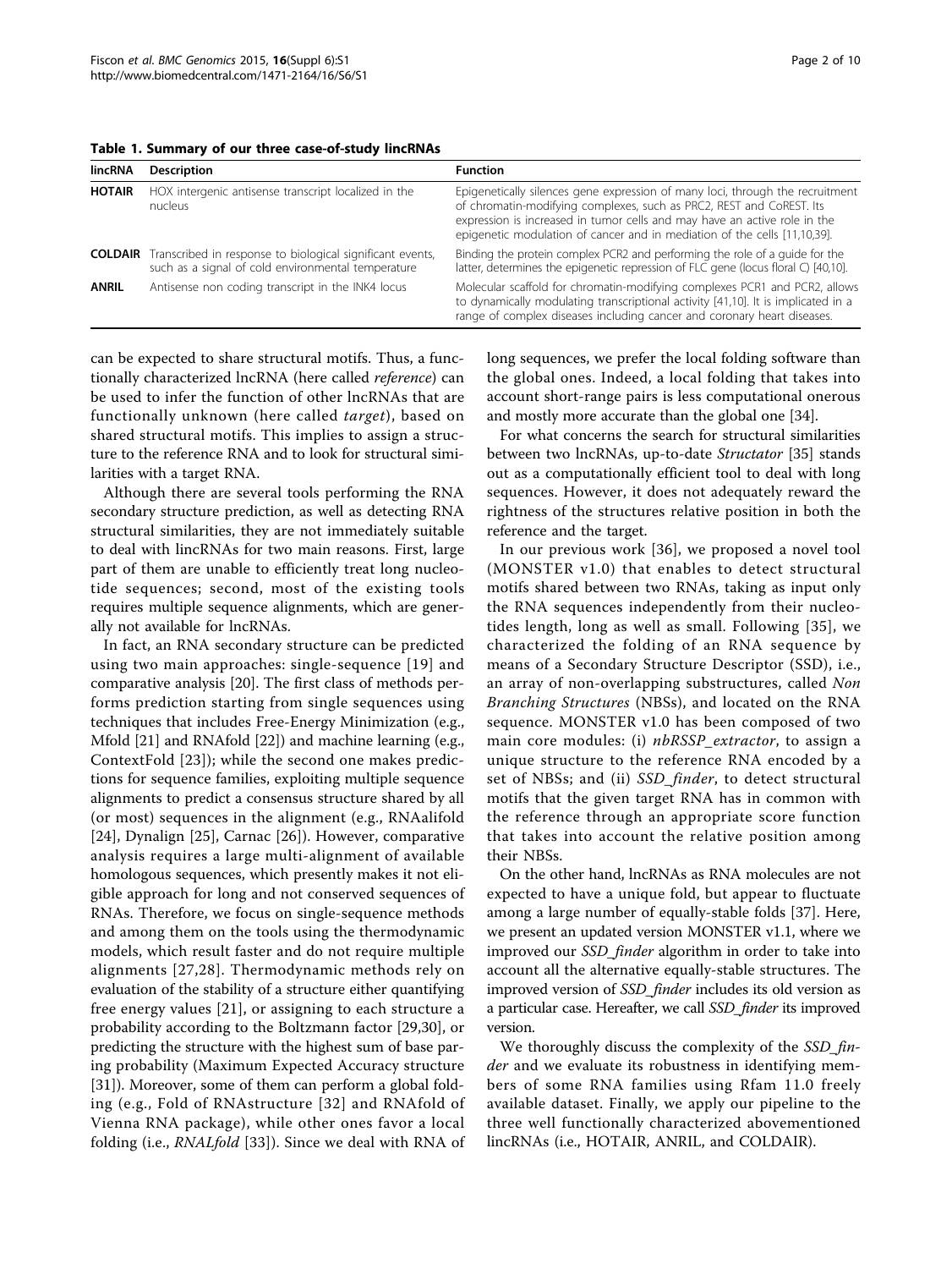**Table 1. Summary of our three case-of-study lincRNAs**

| lincRNA | Description | Function |
|---|---|---|
| **HOTAIR** | HOX intergenic antisense transcript localized in the nucleus | Epigenetically silences gene expression of many loci, through the recruitment of chromatin-modifying complexes, such as PRC2, REST and CoREST. Its expression is increased in tumor cells and may have an active role in the epigenetic modulation of cancer and in mediation of the cells [11,10,39]. |
| **COLDAIR** | Transcribed in response to biological significant events, such as a signal of cold environmental temperature | Binding the protein complex PCR2 and performing the role of a guide for the latter, determines the epigenetic repression of FLC gene (locus floral C) [40,10]. |
| **ANRIL** | Antisense non coding transcript in the INK4 locus | Molecular scaffold for chromatin-modifying complexes PCR1 and PCR2, allows to dynamically modulating transcriptional activity [41,10]. It is implicated in a range of complex diseases including cancer and coronary heart diseases. |

can be expected to share structural motifs. Thus, a functionally characterized lncRNA (here called *reference*) can be used to infer the function of other lncRNAs that are functionally unknown (here called *target*), based on shared structural motifs. This implies to assign a structure to the reference RNA and to look for structural similarities with a target RNA.

Although there are several tools performing the RNA secondary structure prediction, as well as detecting RNA structural similarities, they are not immediately suitable to deal with lincRNAs for two main reasons. First, large part of them are unable to efficiently treat long nucleotide sequences; second, most of the existing tools requires multiple sequence alignments, which are generally not available for lncRNAs.

In fact, an RNA secondary structure can be predicted using two main approaches: single-sequence [19] and comparative analysis [20]. The first class of methods performs prediction starting from single sequences using techniques that includes Free-Energy Minimization (e.g., Mfold [21] and RNAfold [22]) and machine learning (e.g., ContextFold [23]); while the second one makes predictions for sequence families, exploiting multiple sequence alignments to predict a consensus structure shared by all (or most) sequences in the alignment (e.g., RNAalifold [24], Dynalign [25], Carnac [26]). However, comparative analysis requires a large multi-alignment of available homologous sequences, which presently makes it not eligible approach for long and not conserved sequences of RNAs. Therefore, we focus on single-sequence methods and among them on the tools using the thermodynamic models, which result faster and do not require multiple alignments [27,28]. Thermodynamic methods rely on evaluation of the stability of a structure either quantifying free energy values [21], or assigning to each structure a probability according to the Boltzmann factor [29,30], or predicting the structure with the highest sum of base paring probability (Maximum Expected Accuracy structure [31]). Moreover, some of them can perform a global folding (e.g., Fold of RNAstructure [32] and RNAfold of Vienna RNA package), while other ones favor a local folding (i.e., *RNALfold* [33]). Since we deal with RNA of long sequences, we prefer the local folding software than the global ones. Indeed, a local folding that takes into account short-range pairs is less computational onerous and mostly more accurate than the global one [34].

For what concerns the search for structural similarities between two lncRNAs, up-to-date *Structator* [35] stands out as a computationally efficient tool to deal with long sequences. However, it does not adequately reward the rightness of the structures relative position in both the reference and the target.

In our previous work [36], we proposed a novel tool (MONSTER v1.0) that enables to detect structural motifs shared between two RNAs, taking as input only the RNA sequences independently from their nucleotides length, long as well as small. Following [35], we characterized the folding of an RNA sequence by means of a Secondary Structure Descriptor (SSD), i.e., an array of non-overlapping substructures, called *Non Branching Structures* (NBSs), and located on the RNA sequence. MONSTER v1.0 has been composed of two main core modules: (i) *nbRSSP_extractor*, to assign a unique structure to the reference RNA encoded by a set of NBSs; and (ii) *SSD_finder*, to detect structural motifs that the given target RNA has in common with the reference through an appropriate score function that takes into account the relative position among their NBSs.

On the other hand, lncRNAs as RNA molecules are not expected to have a unique fold, but appear to fluctuate among a large number of equally-stable folds [37]. Here, we present an updated version MONSTER v1.1, where we improved our *SSD_finder* algorithm in order to take into account all the alternative equally-stable structures. The improved version of *SSD_finder* includes its old version as a particular case. Hereafter, we call *SSD_finder* its improved version.

We thoroughly discuss the complexity of the *SSD_finder* and we evaluate its robustness in identifying members of some RNA families using Rfam 11.0 freely available dataset. Finally, we apply our pipeline to the three well functionally characterized abovementioned lincRNAs (i.e., HOTAIR, ANRIL, and COLDAIR).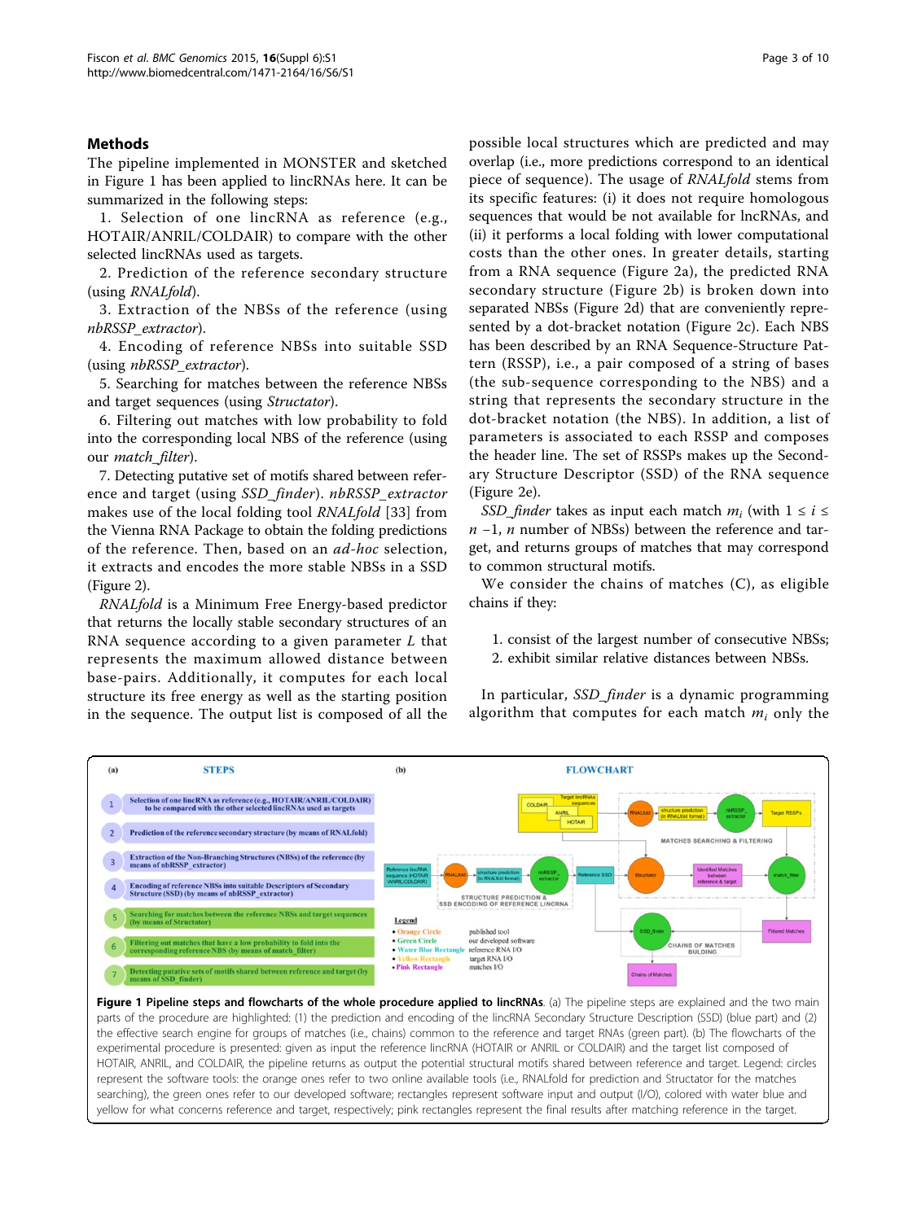## Methods

The pipeline implemented in MONSTER and sketched in Figure 1 has been applied to lincRNAs here. It can be summarized in the following steps:

1. Selection of one lincRNA as reference (e.g., HOTAIR/ANRIL/COLDAIR) to compare with the other selected lincRNAs used as targets.

2. Prediction of the reference secondary structure (using *RNALfold*).

3. Extraction of the NBSs of the reference (using *nbRSSP_extractor*).

4. Encoding of reference NBSs into suitable SSD (using *nbRSSP_extractor*).

5. Searching for matches between the reference NBSs and target sequences (using *Structator*).

6. Filtering out matches with low probability to fold into the corresponding local NBS of the reference (using our *match_filter*).

7. Detecting putative set of motifs shared between reference and target (using *SSD_finder*). *nbRSSP_extractor* makes use of the local folding tool *RNALfold* [33] from the Vienna RNA Package to obtain the folding predictions of the reference. Then, based on an *ad-hoc* selection, it extracts and encodes the more stable NBSs in a SSD (Figure 2).

*RNALfold* is a Minimum Free Energy-based predictor that returns the locally stable secondary structures of an RNA sequence according to a given parameter $L$ that represents the maximum allowed distance between base-pairs. Additionally, it computes for each local structure its free energy as well as the starting position in the sequence. The output list is composed of all the possible local structures which are predicted and may overlap (i.e., more predictions correspond to an identical piece of sequence). The usage of *RNALfold* stems from its specific features: (i) it does not require homologous sequences that would be not available for lncRNAs, and (ii) it performs a local folding with lower computational costs than the other ones. In greater details, starting from a RNA sequence (Figure 2a), the predicted RNA secondary structure (Figure 2b) is broken down into separated NBSs (Figure 2d) that are conveniently represented by a dot-bracket notation (Figure 2c). Each NBS has been described by an RNA Sequence-Structure Pattern (RSSP), i.e., a pair composed of a string of bases (the sub-sequence corresponding to the NBS) and a string that represents the secondary structure in the dot-bracket notation (the NBS). In addition, a list of parameters is associated to each RSSP and composes the header line. The set of RSSPs makes up the Secondary Structure Descriptor (SSD) of the RNA sequence (Figure 2e).

*SSD_finder* takes as input each match $m_i$ (with $1 \leq i \leq n-1$, $n$ number of NBSs) between the reference and target, and returns groups of matches that may correspond to common structural motifs.

We consider the chains of matches (C), as eligible chains if they:

1. consist of the largest number of consecutive NBSs;
2. exhibit similar relative distances between NBSs.

In particular, *SSD_finder* is a dynamic programming algorithm that computes for each match $m_i$ only the

**Figure 1 Pipeline steps and flowcharts of the whole procedure applied to lincRNAs.** (a) The pipeline steps are explained and the two main parts of the procedure are highlighted: (1) the prediction and encoding of the lincRNA Secondary Structure Description (SSD) (blue part) and (2) the effective search engine for groups of matches (i.e., chains) common to the reference and target RNAs (green part). (b) The flowcharts of the experimental procedure is presented: given as input the reference lincRNA (HOTAIR or ANRIL or COLDAIR) and the target list composed of HOTAIR, ANRIL, and COLDAIR, the pipeline returns as output the potential structural motifs shared between reference and target. Legend: circles represent the software tools: the orange ones refer to two online available tools (i.e., RNALfold for prediction and Structator for the matches searching), the green ones refer to our developed software; rectangles represent software input and output (I/O), colored with water blue and yellow for what concerns reference and target, respectively; pink rectangles represent the final results after matching reference in the target.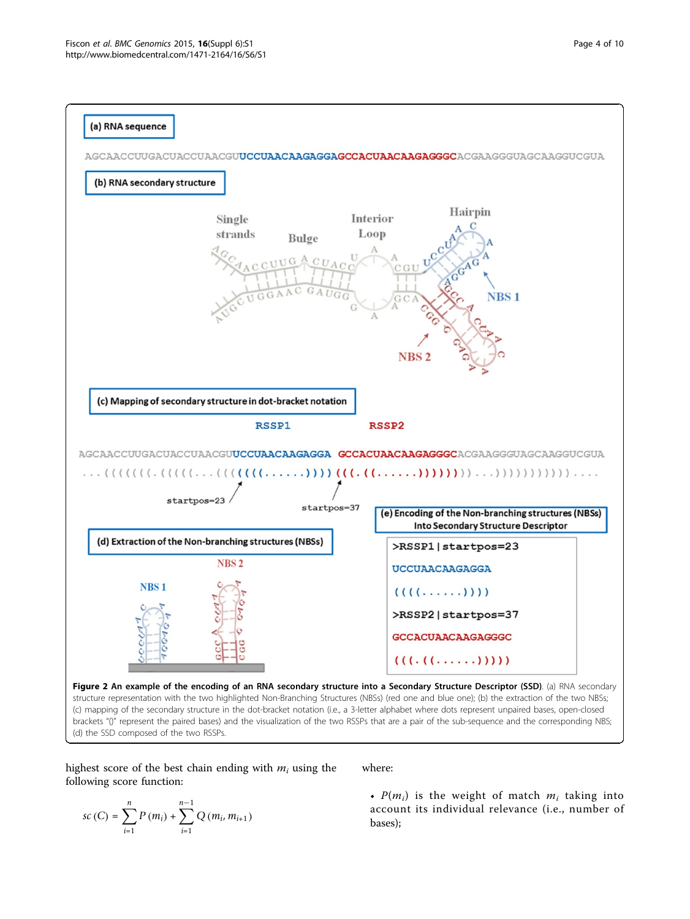**(a) RNA sequence**

AGCAACCUUGACUACCUAACGUUCCUAACAAGAGGAGCCACUAACAAGAGGGCACGAAGGGUAGCAAGGUCGUA

**(b) RNA secondary structure**

**(c) Mapping of secondary structure in dot-bracket notation**

RSSP1 RSSP2

AGCAACCUUGACUACCUAACGUUCCUAACAAGAGGA GCCACUAACAAGAGGGCACGAAGGGUAGCAAGGUCGUA

...((((((.(((((...((((((......))))(((.((......))))))))...)))))))))))....

startpos=23 startpos=37

**(d) Extraction of the Non-branching structures (NBSs)**

**(e) Encoding of the Non-branching structures (NBSs) Into Secondary Structure Descriptor**

```
>RSSP1|startpos=23
UCCUAACAAGAGGA
((((......))))
>RSSP2|startpos=37
GCCACUAACAAGAGGGC
(((.((......)))))
```

**Figure 2 An example of the encoding of an RNA secondary structure into a Secondary Structure Descriptor (SSD).** (a) RNA secondary structure representation with the two highlighted Non-Branching Structures (NBSs) (red one and blue one); (b) the extraction of the two NBSs; (c) mapping of the secondary structure in the dot-bracket notation (i.e., a 3-letter alphabet where dots represent unpaired bases, open-closed brackets "()" represent the paired bases) and the visualization of the two RSSPs that are a pair of the sub-sequence and the corresponding NBS; (d) the SSD composed of the two RSSPs.

highest score of the best chain ending with $m_i$ using the following score function:

$$sc\,(C) = \sum_{i=1}^{n} P\,(m_i) + \sum_{i=1}^{n-1} Q\,(m_i, m_{i+1})$$

where:

- $P(m_i)$ is the weight of match $m_i$ taking into account its individual relevance (i.e., number of bases);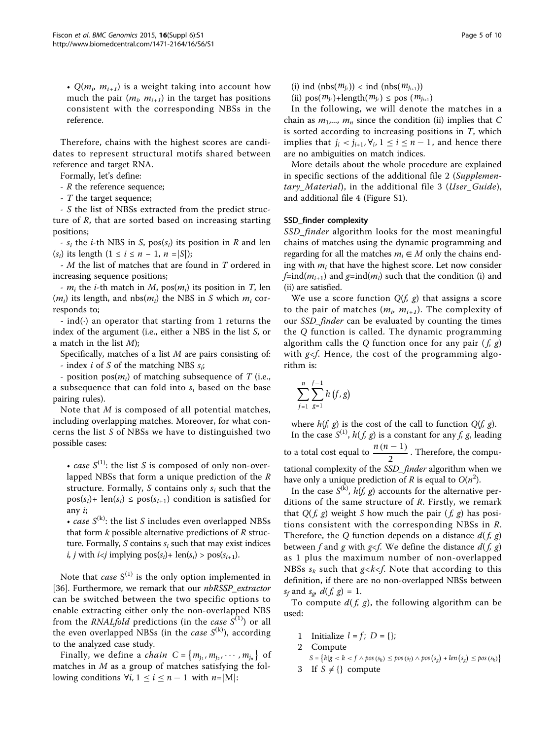- $Q(m_i, m_{i+1})$ is a weight taking into account how much the pair $(m_i, m_{i+1})$ in the target has positions consistent with the corresponding NBSs in the reference.

Therefore, chains with the highest scores are candidates to represent structural motifs shared between reference and target RNA.

Formally, let's define:

- $R$ the reference sequence;
- $T$ the target sequence;
- $S$ the list of NBSs extracted from the predict structure of $R$, that are sorted based on increasing starting positions;
- $s_i$ the $i$-th NBS in $S$, pos($s_i$) its position in $R$ and len($s_i$) its length ($1 \leq i \leq n-1$, $n = |S|$);
- $M$ the list of matches that are found in $T$ ordered in increasing sequence positions;
- $m_i$ the $i$-th match in $M$, pos($m_i$) its position in $T$, len($m_i$) its length, and nbs($m_i$) the NBS in $S$ which $m_i$ corresponds to;
- ind(·) an operator that starting from 1 returns the index of the argument (i.e., either a NBS in the list $S$, or a match in the list $M$);

Specifically, matches of a list $M$ are pairs consisting of:

- index $i$ of $S$ of the matching NBS $s_i$;
- position pos($m_i$) of matching subsequence of $T$ (i.e., a subsequence that can fold into $s_i$ based on the base pairing rules).

Note that $M$ is composed of all potential matches, including overlapping matches. Moreover, for what concerns the list $S$ of NBSs we have to distinguished two possible cases:

- *case* $S^{(1)}$: the list $S$ is composed of only non-overlapped NBSs that form a unique prediction of the $R$ structure. Formally, $S$ contains only $s_i$ such that the pos($s_i$)+ len($s_i$) $\leq$ pos($s_{i+1}$) condition is satisfied for any $i$;
- *case* $S^{(k)}$: the list $S$ includes even overlapped NBSs that form $k$ possible alternative predictions of $R$ structure. Formally, $S$ contains $s_i$ such that may exist indices $i$, $j$ with $i<j$ implying pos($s_i$)+ len($s_i$) > pos($s_{i+1}$).

Note that *case* $S^{(1)}$ is the only option implemented in [36]. Furthermore, we remark that our *nbRSSP_extractor* can be switched between the two specific options to enable extracting either only the non-overlapped NBS from the *RNALfold* predictions (in the *case* $S^{(1)}$) or all the even overlapped NBSs (in the *case* $S^{(k)}$), according to the analyzed case study.

Finally, we define a *chain* $C = \{m_{j_1}, m_{j_2}, \cdots, m_{j_n}\}$ of matches in $M$ as a group of matches satisfying the following conditions $\forall i, 1 \leq i \leq n-1$ with $n$=|M|:

(i) ind (nbs($m_{j_i}$)) < ind (nbs($m_{j_{i+1}}$))

(ii) pos($m_{j_i}$)+length($m_{j_i}$) $\leq$ pos ($m_{j_{i+1}}$)

In the following, we will denote the matches in a chain as $m_1$,..., $m_n$ since the condition (ii) implies that $C$ is sorted according to increasing positions in $T$, which implies that $j_i < j_{i+1}, \forall_i, 1 \leq i \leq n-1$, and hence there are no ambiguities on match indices.

More details about the whole procedure are explained in specific sections of the additional file 2 (*Supplementary_Material*), in the additional file 3 (*User_Guide*), and additional file 4 (Figure S1).

### SSD_finder complexity

*SSD_finder* algorithm looks for the most meaningful chains of matches using the dynamic programming and regarding for all the matches $m_i \in M$ only the chains ending with $m_i$ that have the highest score. Let now consider $f$=ind($m_{i+1}$) and $g$=ind($m_i$) such that the condition (i) and (ii) are satisfied.

We use a score function $Q(f, g)$ that assigns a score to the pair of matches $(m_i, m_{i+1})$. The complexity of our *SSD_finder* can be evaluated by counting the times the $Q$ function is called. The dynamic programming algorithm calls the $Q$ function once for any pair $(f, g)$ with $g<f$. Hence, the cost of the programming algorithm is:

$$\sum_{f=1}^{n}\sum_{g=1}^{f-1} h(f, g)$$

where $h(f, g)$ is the cost of the call to function $Q(f, g)$.

In the case $S^{(1)}$, $h(f, g)$ is a constant for any $f$, $g$, leading to a total cost equal to $\frac{n(n-1)}{2}$. Therefore, the computational complexity of the *SSD_finder* algorithm when we have only a unique prediction of $R$ is equal to $O(n^2)$.

In the case $S^{(k)}$, $h(f, g)$ accounts for the alternative perditions of the same structure of $R$. Firstly, we remark that $Q(f, g)$ weight $S$ how much the pair $(f, g)$ has positions consistent with the corresponding NBSs in $R$. Therefore, the $Q$ function depends on a distance $d(f, g)$ between $f$ and $g$ with $g<f$. We define the distance $d(f, g)$ as 1 plus the maximum number of non-overlapped NBSs $s_k$ such that $g<k<f$. Note that according to this definition, if there are no non-overlapped NBSs between $s_f$ and $s_g$, $d(f, g) = 1$.

To compute $d(f, g)$, the following algorithm can be used:

1. Initialize $l = f$; $D = \{\}$;
2. Compute
   $S = \{k | g < k < f \wedge pos(s_k) \leq pos(s_l) \wedge pos(s_g) + len(s_g) \leq pos(s_k)\}$
3. If $S \neq \{\}$ compute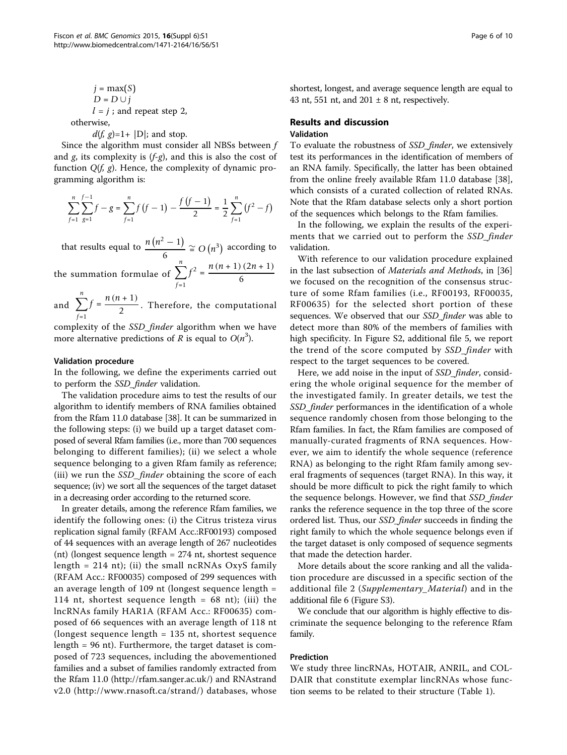$j = \max(S)$
$D = D \cup j$
$l = j$ ; and repeat step 2,

otherwise,

$d(f, g)$=1+ |D|; and stop.

Since the algorithm must consider all NBSs between $f$ and $g$, its complexity is ($f$-$g$), and this is also the cost of function $Q(f, g)$. Hence, the complexity of dynamic programming algorithm is:

$$\sum_{f=1}^{n}\sum_{g=1}^{f-1} f - g = \sum_{f=1}^{n} f(f-1) - \frac{f(f-1)}{2} = \frac{1}{2}\sum_{f=1}^{n}\left(f^2 - f\right)$$

that results equal to $\frac{n(n^2-1)}{6} \cong O(n^3)$ according to the summation formulae of $\sum_{f=1}^{n} f^2 = \frac{n(n+1)(2n+1)}{6}$ and $\sum_{f=1}^{n} f = \frac{n(n+1)}{2}$. Therefore, the computational complexity of the *SSD_finder* algorithm when we have more alternative predictions of $R$ is equal to $O(n^3)$.

#### Validation procedure

In the following, we define the experiments carried out to perform the *SSD_finder* validation.

The validation procedure aims to test the results of our algorithm to identify members of RNA families obtained from the Rfam 11.0 database [38]. It can be summarized in the following steps: (i) we build up a target dataset composed of several Rfam families (i.e., more than 700 sequences belonging to different families); (ii) we select a whole sequence belonging to a given Rfam family as reference; (iii) we run the *SSD_finder* obtaining the score of each sequence; (iv) we sort all the sequences of the target dataset in a decreasing order according to the returned score.

In greater details, among the reference Rfam families, we identify the following ones: (i) the Citrus tristeza virus replication signal family (RFAM Acc.:RF00193) composed of 44 sequences with an average length of 267 nucleotides (nt) (longest sequence length = 274 nt, shortest sequence length = 214 nt); (ii) the small ncRNAs OxyS family (RFAM Acc.: RF00035) composed of 299 sequences with an average length of 109 nt (longest sequence length = 114 nt, shortest sequence length = 68 nt); (iii) the lncRNAs family HAR1A (RFAM Acc.: RF00635) composed of 66 sequences with an average length of 118 nt (longest sequence length = 135 nt, shortest sequence length = 96 nt). Furthermore, the target dataset is composed of 723 sequences, including the abovementioned families and a subset of families randomly extracted from the Rfam 11.0 (http://rfam.sanger.ac.uk/) and RNAstrand v2.0 (http://www.rnasoft.ca/strand/) databases, whose shortest, longest, and average sequence length are equal to 43 nt, 551 nt, and 201 ± 8 nt, respectively.

## Results and discussion

### Validation

To evaluate the robustness of *SSD_finder*, we extensively test its performances in the identification of members of an RNA family. Specifically, the latter has been obtained from the online freely available Rfam 11.0 database [38], which consists of a curated collection of related RNAs. Note that the Rfam database selects only a short portion of the sequences which belongs to the Rfam families.

In the following, we explain the results of the experiments that we carried out to perform the *SSD_finder* validation.

With reference to our validation procedure explained in the last subsection of *Materials and Methods*, in [36] we focused on the recognition of the consensus structure of some Rfam families (i.e., RF00193, RF00035, RF00635) for the selected short portion of these sequences. We observed that our *SSD_finder* was able to detect more than 80% of the members of families with high specificity. In Figure S2, additional file 5, we report the trend of the score computed by *SSD_finder* with respect to the target sequences to be covered.

Here, we add noise in the input of *SSD_finder*, considering the whole original sequence for the member of the investigated family. In greater details, we test the *SSD_finder* performances in the identification of a whole sequence randomly chosen from those belonging to the Rfam families. In fact, the Rfam families are composed of manually-curated fragments of RNA sequences. However, we aim to identify the whole sequence (reference RNA) as belonging to the right Rfam family among several fragments of sequences (target RNA). In this way, it should be more difficult to pick the right family to which the sequence belongs. However, we find that *SSD_finder* ranks the reference sequence in the top three of the score ordered list. Thus, our *SSD_finder* succeeds in finding the right family to which the whole sequence belongs even if the target dataset is only composed of sequence segments that made the detection harder.

More details about the score ranking and all the validation procedure are discussed in a specific section of the additional file 2 (*Supplementary_Material*) and in the additional file 6 (Figure S3).

We conclude that our algorithm is highly effective to discriminate the sequence belonging to the reference Rfam family.

### Prediction

We study three lincRNAs, HOTAIR, ANRIL, and COLDAIR that constitute exemplar lincRNAs whose function seems to be related to their structure (Table 1).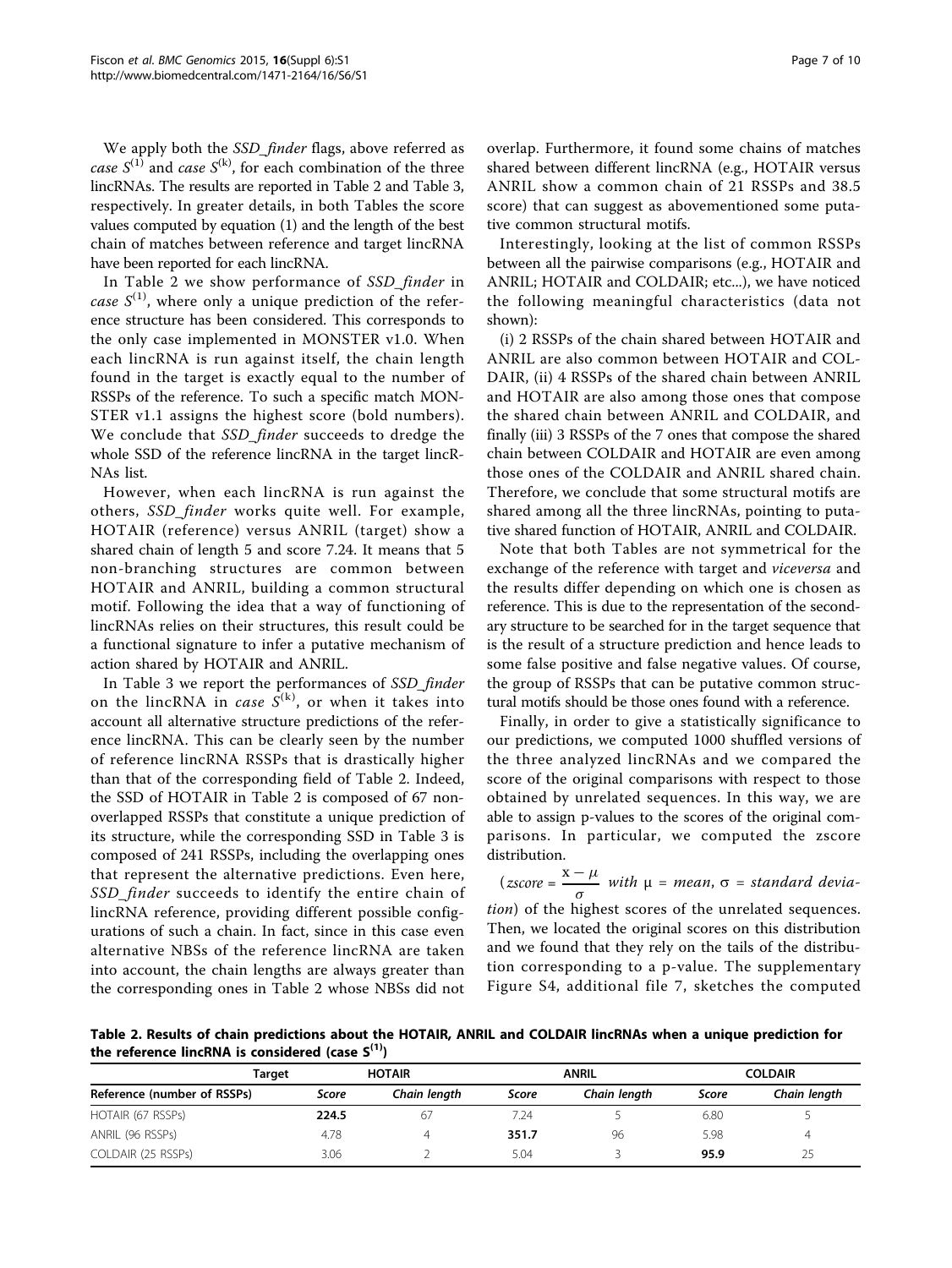We apply both the *SSD_finder* flags, above referred as *case* $S^{(1)}$ and *case* $S^{(k)}$, for each combination of the three lincRNAs. The results are reported in Table 2 and Table 3, respectively. In greater details, in both Tables the score values computed by equation (1) and the length of the best chain of matches between reference and target lincRNA have been reported for each lincRNA.

In Table 2 we show performance of *SSD_finder* in *case* $S^{(1)}$, where only a unique prediction of the reference structure has been considered. This corresponds to the only case implemented in MONSTER v1.0. When each lincRNA is run against itself, the chain length found in the target is exactly equal to the number of RSSPs of the reference. To such a specific match MONSTER v1.1 assigns the highest score (bold numbers). We conclude that *SSD_finder* succeeds to dredge the whole SSD of the reference lincRNA in the target lincRNAs list.

However, when each lincRNA is run against the others, *SSD_finder* works quite well. For example, HOTAIR (reference) versus ANRIL (target) show a shared chain of length 5 and score 7.24. It means that 5 non-branching structures are common between HOTAIR and ANRIL, building a common structural motif. Following the idea that a way of functioning of lincRNAs relies on their structures, this result could be a functional signature to infer a putative mechanism of action shared by HOTAIR and ANRIL.

In Table 3 we report the performances of *SSD_finder* on the lincRNA in *case* $S^{(k)}$, or when it takes into account all alternative structure predictions of the reference lincRNA. This can be clearly seen by the number of reference lincRNA RSSPs that is drastically higher than that of the corresponding field of Table 2. Indeed, the SSD of HOTAIR in Table 2 is composed of 67 non-overlapped RSSPs that constitute a unique prediction of its structure, while the corresponding SSD in Table 3 is composed of 241 RSSPs, including the overlapping ones that represent the alternative predictions. Even here, *SSD_finder* succeeds to identify the entire chain of lincRNA reference, providing different possible configurations of such a chain. In fact, since in this case even alternative NBSs of the reference lincRNA are taken into account, the chain lengths are always greater than the corresponding ones in Table 2 whose NBSs did not overlap. Furthermore, it found some chains of matches shared between different lincRNA (e.g., HOTAIR versus ANRIL show a common chain of 21 RSSPs and 38.5 score) that can suggest as abovementioned some putative common structural motifs.

Interestingly, looking at the list of common RSSPs between all the pairwise comparisons (e.g., HOTAIR and ANRIL; HOTAIR and COLDAIR; etc...), we have noticed the following meaningful characteristics (data not shown):

(i) 2 RSSPs of the chain shared between HOTAIR and ANRIL are also common between HOTAIR and COLDAIR, (ii) 4 RSSPs of the shared chain between ANRIL and HOTAIR are also among those ones that compose the shared chain between ANRIL and COLDAIR, and finally (iii) 3 RSSPs of the 7 ones that compose the shared chain between COLDAIR and HOTAIR are even among those ones of the COLDAIR and ANRIL shared chain. Therefore, we conclude that some structural motifs are shared among all the three lincRNAs, pointing to putative shared function of HOTAIR, ANRIL and COLDAIR.

Note that both Tables are not symmetrical for the exchange of the reference with target and *viceversa* and the results differ depending on which one is chosen as reference. This is due to the representation of the secondary structure to be searched for in the target sequence that is the result of a structure prediction and hence leads to some false positive and false negative values. Of course, the group of RSSPs that can be putative common structural motifs should be those ones found with a reference.

Finally, in order to give a statistically significance to our predictions, we computed 1000 shuffled versions of the three analyzed lincRNAs and we compared the score of the original comparisons with respect to those obtained by unrelated sequences. In this way, we are able to assign p-values to the scores of the original comparisons. In particular, we computed the zscore distribution ($zscore = \frac{x - \mu}{\sigma}$ *with* $\mu$ = *mean*, $\sigma$ = *standard deviation*) of the highest scores of the unrelated sequences. Then, we located the original scores on this distribution and we found that they rely on the tails of the distribution corresponding to a p-value. The supplementary Figure S4, additional file 7, sketches the computed

**Table 2. Results of chain predictions about the HOTAIR, ANRIL and COLDAIR lincRNAs when a unique prediction for the reference lincRNA is considered (case $S^{(1)}$)**

| Target | HOTAIR | | ANRIL | | COLDAIR | |
|---|---|---|---|---|---|---|
| Reference (number of RSSPs) | *Score* | *Chain length* | *Score* | *Chain length* | *Score* | *Chain length* |
| HOTAIR (67 RSSPs) | **224.5** | 67 | 7.24 | 5 | 6.80 | 5 |
| ANRIL (96 RSSPs) | 4.78 | 4 | **351.7** | 96 | 5.98 | 4 |
| COLDAIR (25 RSSPs) | 3.06 | 2 | 5.04 | 3 | **95.9** | 25 |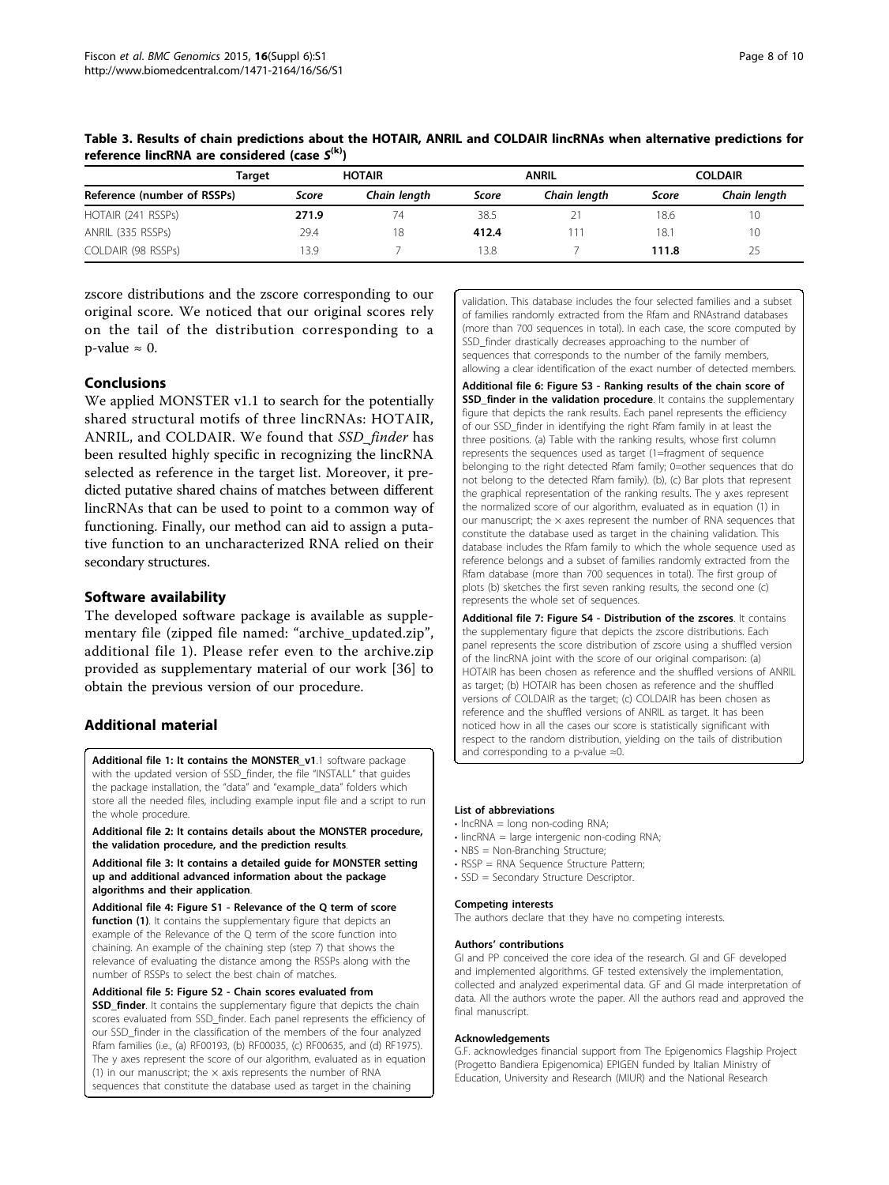**Table 3. Results of chain predictions about the HOTAIR, ANRIL and COLDAIR lincRNAs when alternative predictions for reference lincRNA are considered (case $S^{(k)}$)**

| Target | HOTAIR | | ANRIL | | COLDAIR | |
|---|---|---|---|---|---|---|
| Reference (number of RSSPs) | *Score* | *Chain length* | *Score* | *Chain length* | *Score* | *Chain length* |
| HOTAIR (241 RSSPs) | **271.9** | 74 | 38.5 | 21 | 18.6 | 10 |
| ANRIL (335 RSSPs) | 29.4 | 18 | **412.4** | 111 | 18.1 | 10 |
| COLDAIR (98 RSSPs) | 13.9 | 7 | 13.8 | 7 | **111.8** | 25 |

zscore distributions and the zscore corresponding to our original score. We noticed that our original scores rely on the tail of the distribution corresponding to a p-value ≈ 0.

## Conclusions

We applied MONSTER v1.1 to search for the potentially shared structural motifs of three lincRNAs: HOTAIR, ANRIL, and COLDAIR. We found that *SSD_finder* has been resulted highly specific in recognizing the lincRNA selected as reference in the target list. Moreover, it predicted putative shared chains of matches between different lincRNAs that can be used to point to a common way of functioning. Finally, our method can aid to assign a putative function to an uncharacterized RNA relied on their secondary structures.

## Software availability

The developed software package is available as supplementary file (zipped file named: "archive_updated.zip", additional file 1). Please refer even to the archive.zip provided as supplementary material of our work [36] to obtain the previous version of our procedure.

## Additional material

**Additional file 1: It contains the MONSTER_v1**.1 software package with the updated version of SSD_finder, the file "INSTALL" that guides the package installation, the "data" and "example_data" folders which store all the needed files, including example input file and a script to run the whole procedure.

**Additional file 2: It contains details about the MONSTER procedure, the validation procedure, and the prediction results**.

**Additional file 3: It contains a detailed guide for MONSTER setting up and additional advanced information about the package algorithms and their application**.

**Additional file 4: Figure S1 - Relevance of the Q term of score function (1)**. It contains the supplementary figure that depicts an example of the Relevance of the Q term of the score function into chaining. An example of the chaining step (step 7) that shows the relevance of evaluating the distance among the RSSPs along with the number of RSSPs to select the best chain of matches.

**Additional file 5: Figure S2 - Chain scores evaluated from SSD_finder**. It contains the supplementary figure that depicts the chain scores evaluated from SSD_finder. Each panel represents the efficiency of our SSD_finder in the classification of the members of the four analyzed Rfam families (i.e., (a) RF00193, (b) RF00035, (c) RF00635, and (d) RF1975). The y axes represent the score of our algorithm, evaluated as in equation (1) in our manuscript; the x axis represents the number of RNA sequences that constitute the database used as target in the chaining validation. This database includes the four selected families and a subset of families randomly extracted from the Rfam and RNAstrand databases (more than 700 sequences in total). In each case, the score computed by SSD_finder drastically decreases approaching to the number of sequences that corresponds to the number of the family members, allowing a clear identification of the exact number of detected members.

**Additional file 6: Figure S3 - Ranking results of the chain score of SSD_finder in the validation procedure**. It contains the supplementary figure that depicts the rank results. Each panel represents the efficiency of our SSD_finder in identifying the right Rfam family in at least the three positions. (a) Table with the ranking results, whose first column represents the sequences used as target (1=fragment of sequence belonging to the right detected Rfam family; 0=other sequences that do not belong to the detected Rfam family). (b), (c) Bar plots that represent the graphical representation of the ranking results. The y axes represent the normalized score of our algorithm, evaluated as in equation (1) in our manuscript; the x axes represent the number of RNA sequences that constitute the database used as target in the chaining validation. This database includes the Rfam family to which the whole sequence used as reference belongs and a subset of families randomly extracted from the Rfam database (more than 700 sequences in total). The first group of plots (b) sketches the first seven ranking results, the second one (c) represents the whole set of sequences.

**Additional file 7: Figure S4 - Distribution of the zscores**. It contains the supplementary figure that depicts the zscore distributions. Each panel represents the score distribution of zscore using a shuffled version of the lincRNA joint with the score of our original comparison: (a) HOTAIR has been chosen as reference and the shuffled versions of ANRIL as target; (b) HOTAIR has been chosen as reference and the shuffled versions of COLDAIR as the target; (c) COLDAIR has been chosen as reference and the shuffled versions of ANRIL as target. It has been noticed how in all the cases our score is statistically significant with respect to the random distribution, yielding on the tails of distribution and corresponding to a p-value ≈0.

#### List of abbreviations

- lncRNA = long non-coding RNA;
- lincRNA = large intergenic non-coding RNA;
- NBS = Non-Branching Structure;
- RSSP = RNA Sequence Structure Pattern;
- SSD = Secondary Structure Descriptor.

#### Competing interests

The authors declare that they have no competing interests.

#### Authors' contributions

GI and PP conceived the core idea of the research. GI and GF developed and implemented algorithms. GF tested extensively the implementation, collected and analyzed experimental data. GF and GI made interpretation of data. All the authors wrote the paper. All the authors read and approved the final manuscript.

#### Acknowledgements

G.F. acknowledges financial support from The Epigenomics Flagship Project (Progetto Bandiera Epigenomica) EPIGEN funded by Italian Ministry of Education, University and Research (MIUR) and the National Research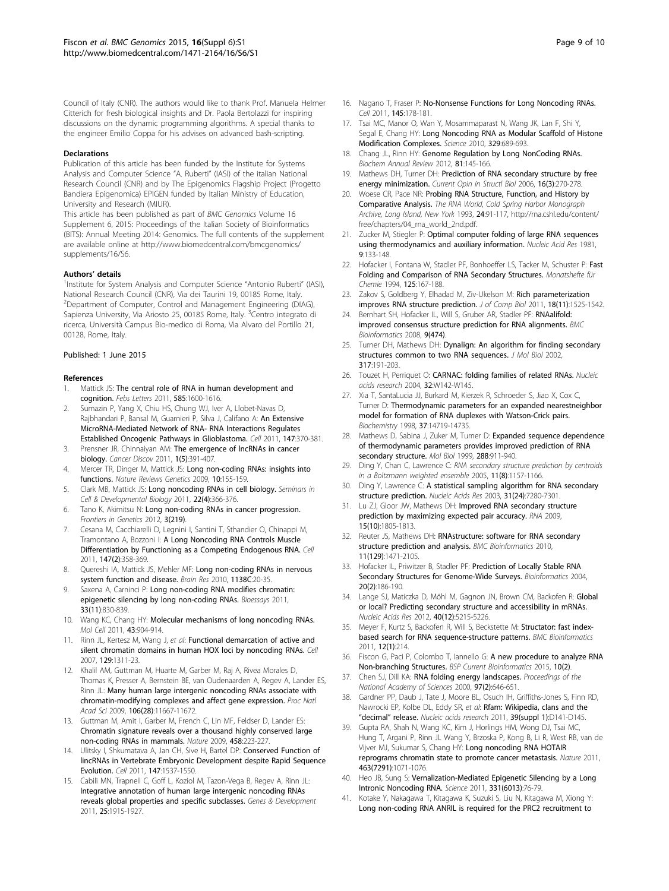Council of Italy (CNR). The authors would like to thank Prof. Manuela Helmer Citterich for fresh biological insights and Dr. Paola Bertolazzi for inspiring discussions on the dynamic programming algorithms. A special thanks to the engineer Emilio Coppa for his advises on advanced bash-scripting.

#### Declarations

Publication of this article has been funded by the Institute for Systems Analysis and Computer Science "A. Ruberti" (IASI) of the italian National Research Council (CNR) and by The Epigenomics Flagship Project (Progetto Bandiera Epigenomica) EPIGEN funded by Italian Ministry of Education, University and Research (MIUR).

This article has been published as part of *BMC Genomics* Volume 16 Supplement 6, 2015: Proceedings of the Italian Society of Bioinformatics (BITS): Annual Meeting 2014: Genomics. The full contents of the supplement are available online at http://www.biomedcentral.com/bmcgenomics/supplements/16/S6.

#### Authors' details

[1]Institute for System Analysis and Computer Science "Antonio Ruberti" (IASI), National Research Council (CNR), Via dei Taurini 19, 00185 Rome, Italy. [2]Department of Computer, Control and Management Engineering (DIAG), Sapienza University, Via Ariosto 25, 00185 Rome, Italy. [3]Centro integrato di ricerca, Università Campus Bio-medico di Roma, Via Alvaro del Portillo 21, 00128, Rome, Italy.

Published: 1 June 2015

#### References

1. Mattick JS: **The central role of RNA in human development and cognition.** *Febs Letters* 2011, **585**:1600-1616.
2. Sumazin P, Yang X, Chiu HS, Chung WJ, Iver A, Llobet-Navas D, Rajbhandari P, Bansal M, Guarnieri P, Silva J, Califano A: **An Extensive MicroRNA-Mediated Network of RNA- RNA Interactions Regulates Established Oncogenic Pathways in Glioblastoma.** *Cell* 2011, **147**:370-381.
3. Prensner JR, Chinnaiyan AM: **The emergence of lncRNAs in cancer biology.** *Cancer Discov* 2011, **1(5)**:391-407.
4. Mercer TR, Dinger M, Mattick JS: **Long non-coding RNAs: insights into functions.** *Nature Reviews Genetics* 2009, **10**:155-159.
5. Clark MB, Mattick JS: **Long noncoding RNAs in cell biology.** *Seminars in Cell & Developmental Biology* 2011, **22(4)**:366-376.
6. Tano K, Akimitsu N: **Long non-coding RNAs in cancer progression.** *Frontiers in Genetics* 2012, **3(219)**.
7. Cesana M, Cacchiarelli D, Legnini I, Santini T, Sthandier O, Chinappi M, Tramontano A, Bozzoni I: **A Long Noncoding RNA Controls Muscle Differentiation by Functioning as a Competing Endogenous RNA.** *Cell* 2011, **147(2)**:358-369.
8. Quereshi IA, Mattick JS, Mehler MF: **Long non-coding RNAs in nervous system function and disease.** *Brain Res* 2010, **1138C**:20-35.
9. Saxena A, Carninci P: **Long non-coding RNA modifies chromatin: epigenetic silencing by long non-coding RNAs.** *Bioessays* 2011, **33(11)**:830-839.
10. Wang KC, Chang HY: **Molecular mechanisms of long noncoding RNAs.** *Mol Cell* 2011, **43**:904-914.
11. Rinn JL, Kertesz M, Wang J, *et al*: **Functional demarcation of active and silent chromatin domains in human HOX loci by noncoding RNAs.** *Cell* 2007, **129**:1311-23.
12. Khalil AM, Guttman M, Huarte M, Garber M, Raj A, Rivea Morales D, Thomas K, Presser A, Bernstein BE, van Oudenaarden A, Regev A, Lander ES, Rinn JL: **Many human large intergenic noncoding RNAs associate with chromatin-modifying complexes and affect gene expression.** *Proc Natl Acad Sci* 2009, **106(28)**:11667-11672.
13. Guttman M, Amit I, Garber M, French C, Lin MF, Feldser D, Lander ES: **Chromatin signature reveals over a thousand highly conserved large non-coding RNAs in mammals.** *Nature* 2009, **458**:223-227.
14. Ulitsky I, Shkumatava A, Jan CH, Sive H, Bartel DP: **Conserved Function of lincRNAs in Vertebrate Embryonic Development despite Rapid Sequence Evolution.** *Cell* 2011, **147**:1537-1550.
15. Cabili MN, Trapnell C, Goff L, Koziol M, Tazon-Vega B, Regev A, Rinn JL: **Integrative annotation of human large intergenic noncoding RNAs reveals global properties and specific subclasses.** *Genes & Development* 2011, **25**:1915-1927.
16. Nagano T, Fraser P: **No-Nonsense Functions for Long Noncoding RNAs.** *Cell* 2011, **145**:178-181.
17. Tsai MC, Manor O, Wan Y, Mosammaparast N, Wang JK, Lan F, Shi Y, Segal E, Chang HY: **Long Noncoding RNA as Modular Scaffold of Histone Modification Complexes.** *Science* 2010, **329**:689-693.
18. Chang JL, Rinn HY: **Genome Regulation by Long NonCoding RNAs.** *Biochem Annual Review* 2012, **81**:145-166.
19. Mathews DH, Turner DH: **Prediction of RNA secondary structure by free energy minimization.** *Current Opin in Structl Biol* 2006, **16(3)**:270-278.
20. Woese CR, Pace NR: **Probing RNA Structure, Function, and History by Comparative Analysis.** *The RNA World, Cold Spring Harbor Monograph Archive, Long Island, New York* 1993, **24**:91-117, http://rna.cshl.edu/content/free/chapters/04_rna_world_2nd.pdf.
21. Zucker M, Stiegler P: **Optimal computer folding of large RNA sequences using thermodynamics and auxiliary information.** *Nucleic Acid Res* 1981, **9**:133-148.
22. Hofacker I, Fontana W, Stadler PF, Bonhoeffer LS, Tacker M, Schuster P: **Fast Folding and Comparison of RNA Secondary Structures.** *Monatshefte für Chemie* 1994, **125**:167-188.
23. Zakov S, Goldberg Y, Elhadad M, Ziv-Ukelson M: **Rich parameterization improves RNA structure prediction.** *J of Comp Biol* 2011, **18(11)**:1525-1542.
24. Bernhart SH, Hofacker IL, Will S, Gruber AR, Stadler PF: **RNAalifold: improved consensus structure prediction for RNA alignments.** *BMC Bioinformatics* 2008, **9(474)**.
25. Turner DH, Mathews DH: **Dynalign: An algorithm for finding secondary structures common to two RNA sequences.** *J Mol Biol* 2002, **317**:191-203.
26. Touzet H, Perriquet O: **CARNAC: folding families of related RNAs.** *Nucleic acids research* 2004, **32**:W142-W145.
27. Xia T, SantaLucia JJ, Burkard M, Kierzek R, Schroeder S, Jiao X, Cox C, Turner D: **Thermodynamic parameters for an expanded nearestneighbor model for formation of RNA duplexes with Watson-Crick pairs.** *Biochemistry* 1998, **37**:14719-14735.
28. Mathews D, Sabina J, Zuker M, Turner D: **Expanded sequence dependence of thermodynamic parameters provides improved prediction of RNA secondary structure.** *Mol Biol* 1999, **288**:911-940.
29. Ding Y, Chan C, Lawrence C: *RNA secondary structure prediction by centroids in a Boltzmann weighted ensemble* 2005, **11(8)**:1157-1166.
30. Ding Y, Lawrence C: **A statistical sampling algorithm for RNA secondary structure prediction.** *Nucleic Acids Res* 2003, **31(24)**:7280-7301.
31. Lu ZJ, Gloor JW, Mathews DH: **Improved RNA secondary structure prediction by maximizing expected pair accuracy.** *RNA* 2009, **15(10)**:1805-1813.
32. Reuter JS, Mathews DH: **RNAstructure: software for RNA secondary structure prediction and analysis.** *BMC Bioinformatics* 2010, **11(129)**:1471-2105.
33. Hofacker IL, Priwitzer B, Stadler PF: **Prediction of Locally Stable RNA Secondary Structures for Genome-Wide Surveys.** *Bioinformatics* 2004, **20(2)**:186-190.
34. Lange SJ, Maticzka D, Möhl M, Gagnon JN, Brown CM, Backofen R: **Global or local? Predicting secondary structure and accessibility in mRNAs.** *Nucleic Acids Res* 2012, **40(12)**:5215-5226.
35. Meyer F, Kurtz S, Backofen R, Will S, Beckstette M: **Structator: fast index-based search for RNA sequence-structure patterns.** *BMC Bioinformatics* 2011, **12(1)**:214.
36. Fiscon G, Paci P, Colombo T, Iannello G: **A new procedure to analyze RNA Non-branching Structures.** *BSP Current Bioinformatics* 2015, **10(2)**.
37. Chen SJ, Dill KA: **RNA folding energy landscapes.** *Proceedings of the National Academy of Sciences* 2000, **97(2)**:646-651.
38. Gardner PP, Daub J, Tate J, Moore BL, Osuch IH, Griffiths-Jones S, Finn RD, Nawrocki EP, Kolbe DL, Eddy SR, *et al*: **Rfam: Wikipedia, clans and the "decimal" release.** *Nucleic acids research* 2011, **39(suppl 1)**:D141-D145.
39. Gupta RA, Shah N, Wang KC, Kim J, Horlings HM, Wong DJ, Tsai MC, Hung T, Argani P, Rinn JL Wang Y, Brzoska P, Kong B, Li R, West RB, van de Vijver MJ, Sukumar S, Chang HY: **Long noncoding RNA HOTAIR reprograms chromatin state to promote cancer metastasis.** *Nature* 2011, **463(7291)**:1071-1076.
40. Heo JB, Sung S: **Vernalization-Mediated Epigenetic Silencing by a Long Intronic Noncoding RNA.** *Science* 2011, **331(6013)**:76-79.
41. Kotake Y, Nakagawa T, Kitagawa K, Suzuki S, Liu N, Kitagawa M, Xiong Y: **Long non-coding RNA ANRIL is required for the PRC2 recruitment to**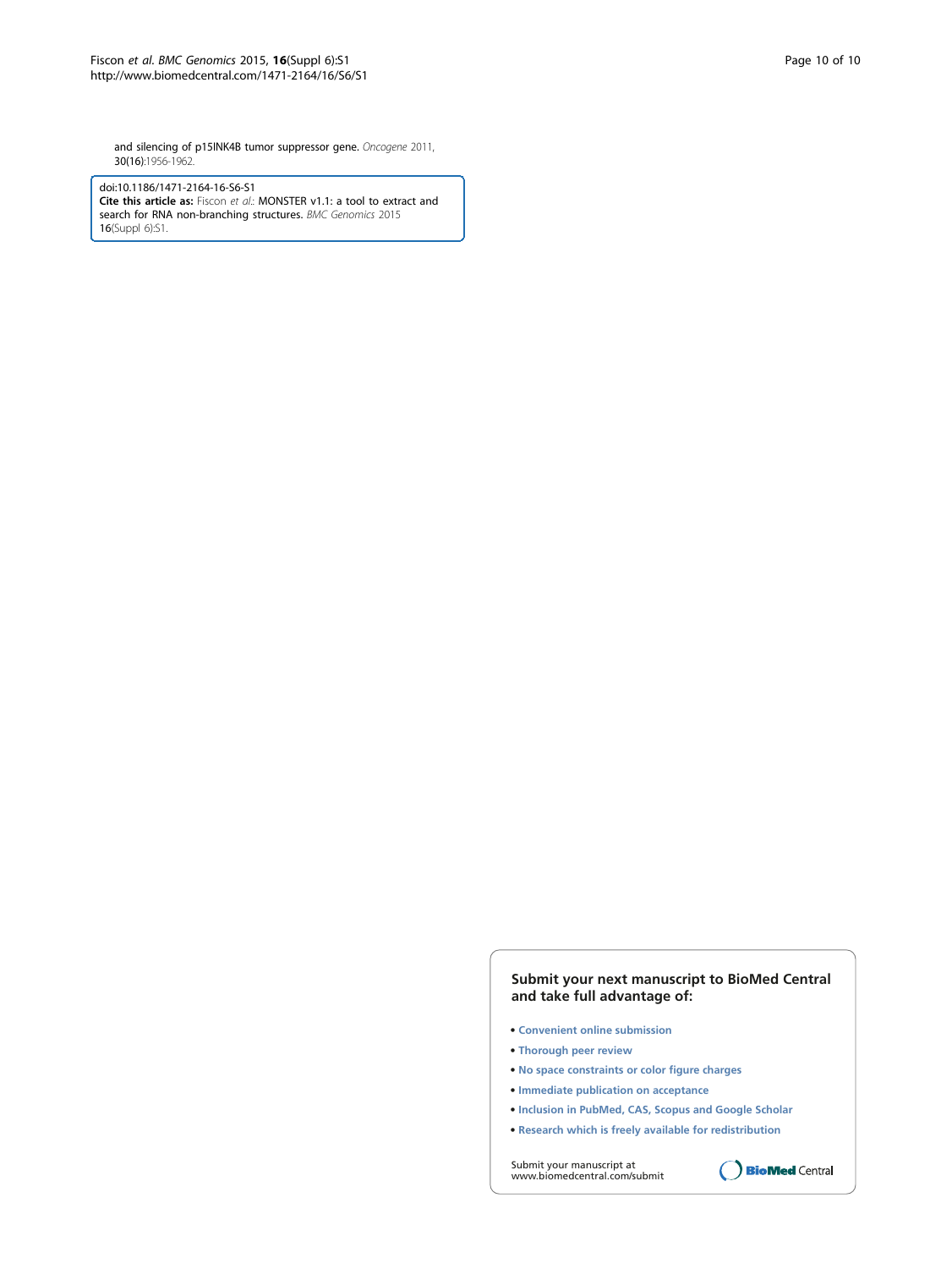and silencing of p15INK4B tumor suppressor gene. *Oncogene* 2011, **30(16)**:1956-1962.

doi:10.1186/1471-2164-16-S6-S1
**Cite this article as:** Fiscon *et al.*: MONSTER v1.1: a tool to extract and search for RNA non-branching structures. *BMC Genomics* 2015 **16**(Suppl 6):S1.

**Submit your next manuscript to BioMed Central and take full advantage of:**

- **Convenient online submission**
- **Thorough peer review**
- **No space constraints or color figure charges**
- **Immediate publication on acceptance**
- **Inclusion in PubMed, CAS, Scopus and Google Scholar**
- **Research which is freely available for redistribution**

Submit your manuscript at
www.biomedcentral.com/submit

BioMed Central